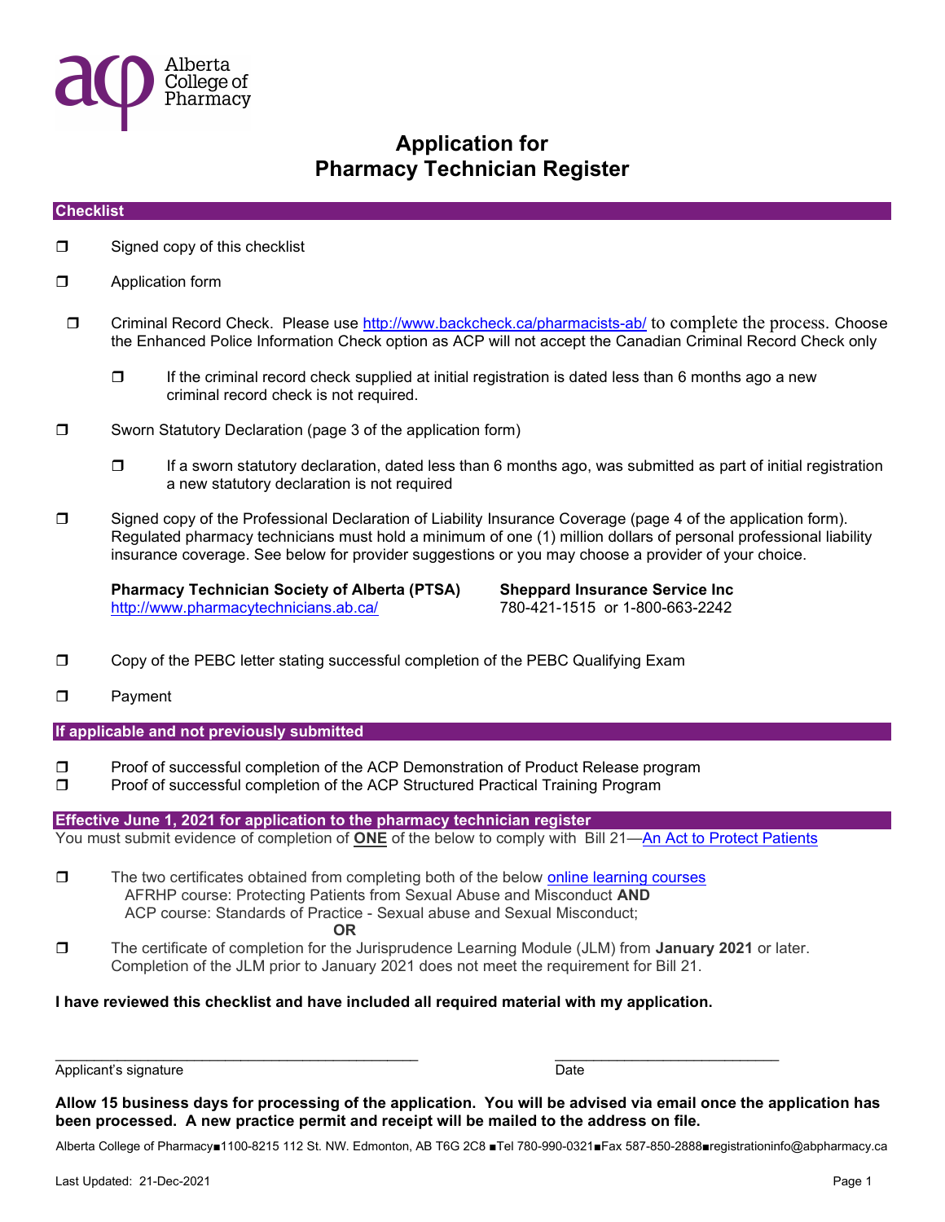Alberta College of Pharmacy

# Application for Pharmacy Technician Register

## Checklist

- ❐ Signed copy of this checklist
- ❐ Application form
- ❐ Criminal Record Check. Please use http://www.backcheck.ca/pharmacists-ab/ to complete the process. Choose the Enhanced Police Information Check option as ACP will not accept the Canadian Criminal Record Check only
  - ❐ If the criminal record check supplied at initial registration is dated less than 6 months ago a new criminal record check is not required.
- ❐ Sworn Statutory Declaration (page 3 of the application form)
  - ❐ If a sworn statutory declaration, dated less than 6 months ago, was submitted as part of initial registration a new statutory declaration is not required
- ❐ Signed copy of the Professional Declaration of Liability Insurance Coverage (page 4 of the application form). Regulated pharmacy technicians must hold a minimum of one (1) million dollars of personal professional liability insurance coverage. See below for provider suggestions or you may choose a provider of your choice.

  **Pharmacy Technician Society of Alberta (PTSA)**
  http://www.pharmacytechnicians.ab.ca/

  **Sheppard Insurance Service Inc**
  780-421-1515 or 1-800-663-2242

- ❐ Copy of the PEBC letter stating successful completion of the PEBC Qualifying Exam
- ❐ Payment

## If applicable and not previously submitted

- ❐ Proof of successful completion of the ACP Demonstration of Product Release program
- ❐ Proof of successful completion of the ACP Structured Practical Training Program

## Effective June 1, 2021 for application to the pharmacy technician register

You must submit evidence of completion of **ONE** of the below to comply with Bill 21—An Act to Protect Patients

- ❐ The two certificates obtained from completing both of the below online learning courses
  AFRHP course: Protecting Patients from Sexual Abuse and Misconduct **AND**
  ACP course: Standards of Practice - Sexual abuse and Sexual Misconduct;

  **OR**

- ❐ The certificate of completion for the Jurisprudence Learning Module (JLM) from **January 2021** or later. Completion of the JLM prior to January 2021 does not meet the requirement for Bill 21.

**I have reviewed this checklist and have included all required material with my application.**

\_\_\_\_\_\_\_\_\_\_\_\_\_\_\_\_\_\_\_\_\_\_\_\_\_\_\_\_\_\_\_\_\_\_\_\_\_\_\_\_
Applicant's signature

\_\_\_\_\_\_\_\_\_\_\_\_\_\_\_\_\_\_\_\_\_\_\_\_\_\_
Date

**Allow 15 business days for processing of the application. You will be advised via email once the application has been processed. A new practice permit and receipt will be mailed to the address on file.**

Alberta College of Pharmacy■1100-8215 112 St. NW. Edmonton, AB T6G 2C8 ■Tel 780-990-0321■Fax 587-850-2888■registrationinfo@abpharmacy.ca

Last Updated: 21-Dec-2021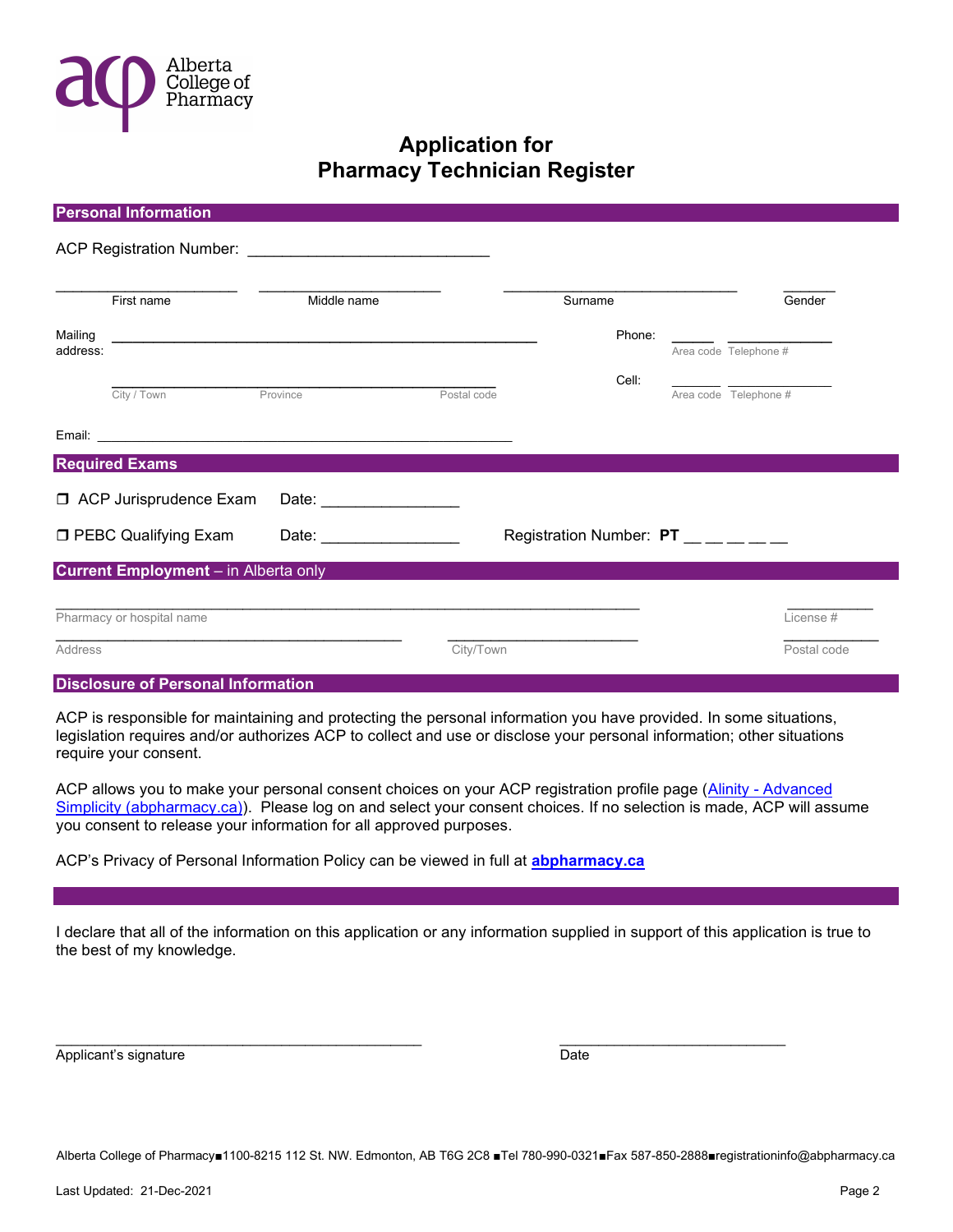# Application for Pharmacy Technician Register

## Personal Information

ACP Registration Number: ____________________________

| ______________________ | ______________________ | ____________________________ | _______ |
|---|---|---|---|
| First name | Middle name | Surname | Gender |

Mailing address: ____________________________________________________

City / Town    Province    Postal code

Phone: _____ _____________
Area code  Telephone #

Cell: ______ _____________
Area code  Telephone #

Email: ____________________________________________________

## Required Exams

❒ ACP Jurisprudence Exam    Date: ________________

❒ PEBC Qualifying Exam    Date: ________________    Registration Number: **PT** __ __ __ __ __

## Current Employment – in Alberta only

_________________________________________________________________________ ___________

Pharmacy or hospital name    License #

___________________________________________ _______________________ ___________

Address    City/Town    Postal code

## Disclosure of Personal Information

ACP is responsible for maintaining and protecting the personal information you have provided. In some situations, legislation requires and/or authorizes ACP to collect and use or disclose your personal information; other situations require your consent.

ACP allows you to make your personal consent choices on your ACP registration profile page (Alinity - Advanced Simplicity (abpharmacy.ca)). Please log on and select your consent choices. If no selection is made, ACP will assume you consent to release your information for all approved purposes.

ACP's Privacy of Personal Information Policy can be viewed in full at **abpharmacy.ca**

I declare that all of the information on this application or any information supplied in support of this application is true to the best of my knowledge.

_____________________________________________    ____________________________

Applicant's signature    Date

Alberta College of Pharmacy■1100-8215 112 St. NW. Edmonton, AB T6G 2C8 ■Tel 780-990-0321■Fax 587-850-2888■registrationinfo@abpharmacy.ca

Last Updated: 21-Dec-2021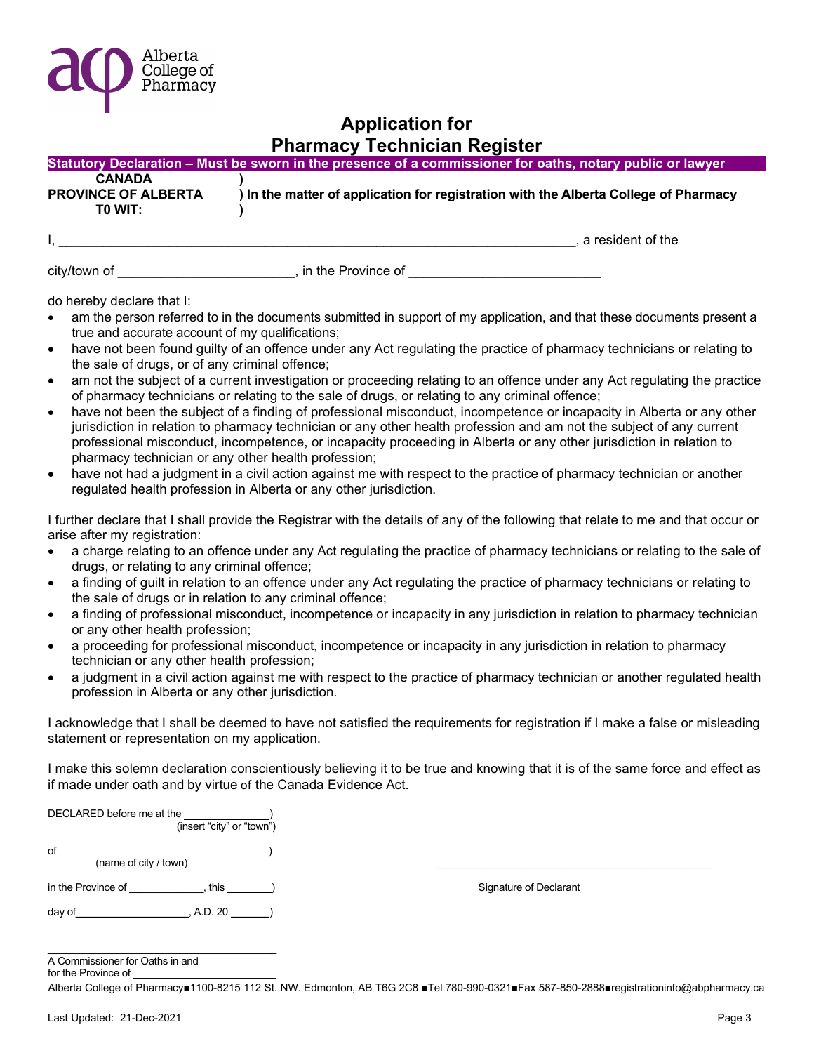# Application for Pharmacy Technician Register

**Statutory Declaration – Must be sworn in the presence of a commissioner for oaths, notary public or lawyer**

**CANADA** )
**PROVINCE OF ALBERTA** ) **In the matter of application for registration with the Alberta College of Pharmacy**
**T0 WIT:** )

I, \_\_\_\_\_\_\_\_\_\_\_\_\_\_\_\_\_\_\_\_\_\_\_\_\_\_\_\_\_\_\_\_\_\_\_\_\_\_\_\_\_\_\_\_\_\_\_\_\_\_\_\_\_\_\_\_\_\_\_\_\_\_\_\_\_\_\_\_\_\_, a resident of the

city/town of \_\_\_\_\_\_\_\_\_\_\_\_\_\_\_\_\_\_\_\_\_\_\_\_, in the Province of \_\_\_\_\_\_\_\_\_\_\_\_\_\_\_\_\_\_\_\_\_\_\_\_\_\_

do hereby declare that I:

- am the person referred to in the documents submitted in support of my application, and that these documents present a true and accurate account of my qualifications;
- have not been found guilty of an offence under any Act regulating the practice of pharmacy technicians or relating to the sale of drugs, or of any criminal offence;
- am not the subject of a current investigation or proceeding relating to an offence under any Act regulating the practice of pharmacy technicians or relating to the sale of drugs, or relating to any criminal offence;
- have not been the subject of a finding of professional misconduct, incompetence or incapacity in Alberta or any other jurisdiction in relation to pharmacy technician or any other health profession and am not the subject of any current professional misconduct, incompetence, or incapacity proceeding in Alberta or any other jurisdiction in relation to pharmacy technician or any other health profession;
- have not had a judgment in a civil action against me with respect to the practice of pharmacy technician or another regulated health profession in Alberta or any other jurisdiction.

I further declare that I shall provide the Registrar with the details of any of the following that relate to me and that occur or arise after my registration:

- a charge relating to an offence under any Act regulating the practice of pharmacy technicians or relating to the sale of drugs, or relating to any criminal offence;
- a finding of guilt in relation to an offence under any Act regulating the practice of pharmacy technicians or relating to the sale of drugs or in relation to any criminal offence;
- a finding of professional misconduct, incompetence or incapacity in any jurisdiction in relation to pharmacy technician or any other health profession;
- a proceeding for professional misconduct, incompetence or incapacity in any jurisdiction in relation to pharmacy technician or any other health profession;
- a judgment in a civil action against me with respect to the practice of pharmacy technician or another regulated health profession in Alberta or any other jurisdiction.

I acknowledge that I shall be deemed to have not satisfied the requirements for registration if I make a false or misleading statement or representation on my application.

I make this solemn declaration conscientiously believing it to be true and knowing that it is of the same force and effect as if made under oath and by virtue of the Canada Evidence Act.

DECLARED before me at the \_\_\_\_\_\_\_\_\_\_\_\_\_\_)
(insert "city" or "town")

of \_\_\_\_\_\_\_\_\_\_\_\_\_\_\_\_\_\_\_\_\_\_\_\_\_\_\_\_\_\_)
(name of city / town)

in the Province of \_\_\_\_\_\_\_\_\_\_\_\_, this \_\_\_\_\_\_\_\_)

day of\_\_\_\_\_\_\_\_\_\_\_\_\_\_\_\_\_\_\_, A.D. 20 \_\_\_\_\_\_\_)

\_\_\_\_\_\_\_\_\_\_\_\_\_\_\_\_\_\_\_\_\_\_\_\_\_\_\_\_\_\_\_\_\_\_\_\_\_\_\_\_
Signature of Declarant

\_\_\_\_\_\_\_\_\_\_\_\_\_\_\_\_\_\_\_\_\_\_\_\_\_\_\_\_\_\_\_\_\_\_\_\_\_\_\_\_
A Commissioner for Oaths in and
for the Province of \_\_\_\_\_\_\_\_\_\_\_\_\_\_\_\_\_\_\_\_\_\_\_

Alberta College of Pharmacy■1100-8215 112 St. NW. Edmonton, AB T6G 2C8 ■Tel 780-990-0321■Fax 587-850-2888■registrationinfo@abpharmacy.ca

Last Updated: 21-Dec-2021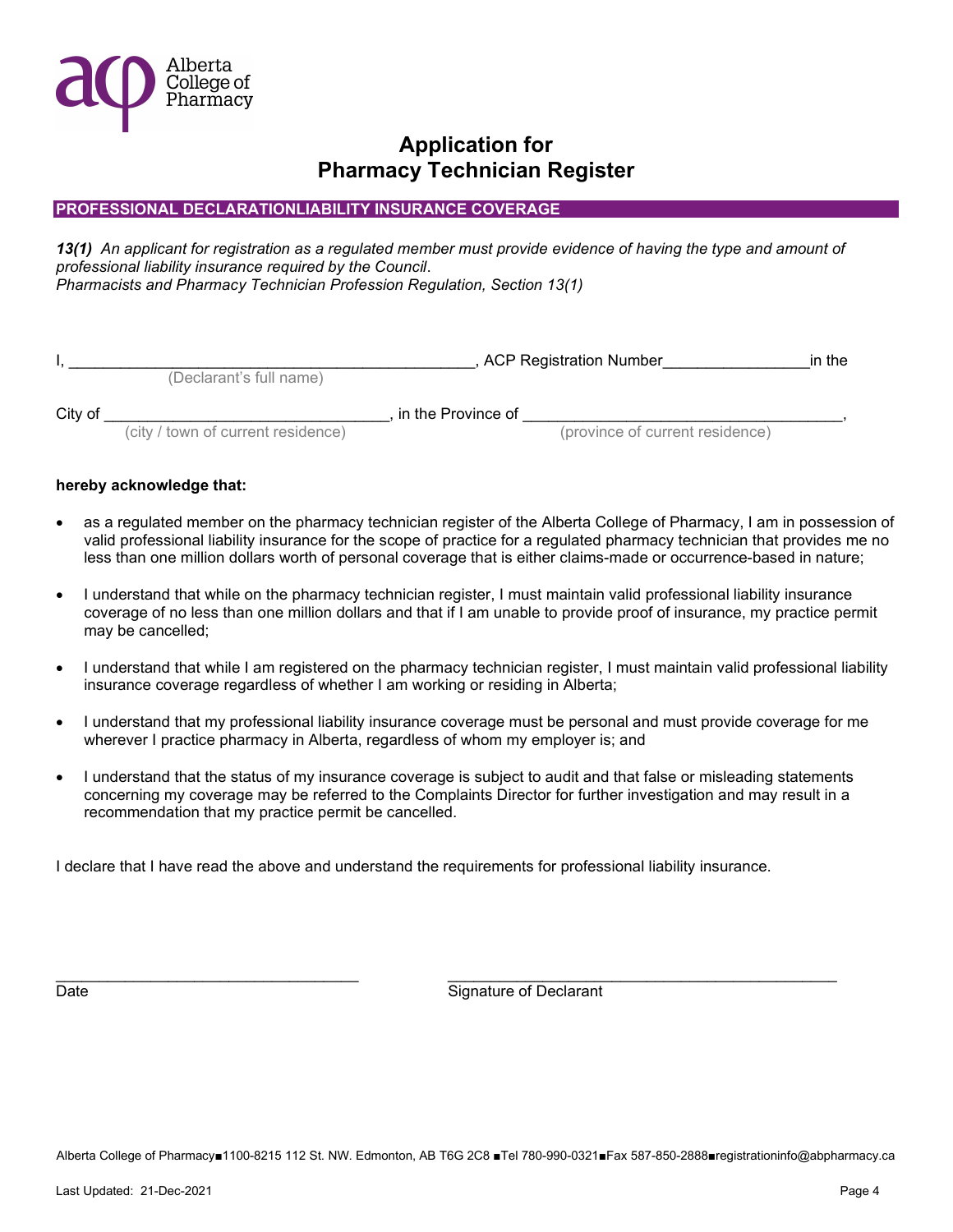Alberta College of Pharmacy

# Application for Pharmacy Technician Register

## PROFESSIONAL DECLARATIONLIABILITY INSURANCE COVERAGE

***13(1)*** *An applicant for registration as a regulated member must provide evidence of having the type and amount of professional liability insurance required by the Council*.
*Pharmacists and Pharmacy Technician Profession Regulation, Section 13(1)*

I, ______________________________________________, ACP Registration Number________________in the
(Declarant's full name)

City of ______________________________, in the Province of __________________________________,
(city / town of current residence) (province of current residence)

**hereby acknowledge that:**

- as a regulated member on the pharmacy technician register of the Alberta College of Pharmacy, I am in possession of valid professional liability insurance for the scope of practice for a regulated pharmacy technician that provides me no less than one million dollars worth of personal coverage that is either claims-made or occurrence-based in nature;
- I understand that while on the pharmacy technician register, I must maintain valid professional liability insurance coverage of no less than one million dollars and that if I am unable to provide proof of insurance, my practice permit may be cancelled;
- I understand that while I am registered on the pharmacy technician register, I must maintain valid professional liability insurance coverage regardless of whether I am working or residing in Alberta;
- I understand that my professional liability insurance coverage must be personal and must provide coverage for me wherever I practice pharmacy in Alberta, regardless of whom my employer is; and
- I understand that the status of my insurance coverage is subject to audit and that false or misleading statements concerning my coverage may be referred to the Complaints Director for further investigation and may result in a recommendation that my practice permit be cancelled.

I declare that I have read the above and understand the requirements for professional liability insurance.

_________________________________ _____________________________________________
Date Signature of Declarant

Alberta College of Pharmacy■1100-8215 112 St. NW. Edmonton, AB T6G 2C8 ■Tel 780-990-0321■Fax 587-850-2888■registrationinfo@abpharmacy.ca

Last Updated: 21-Dec-2021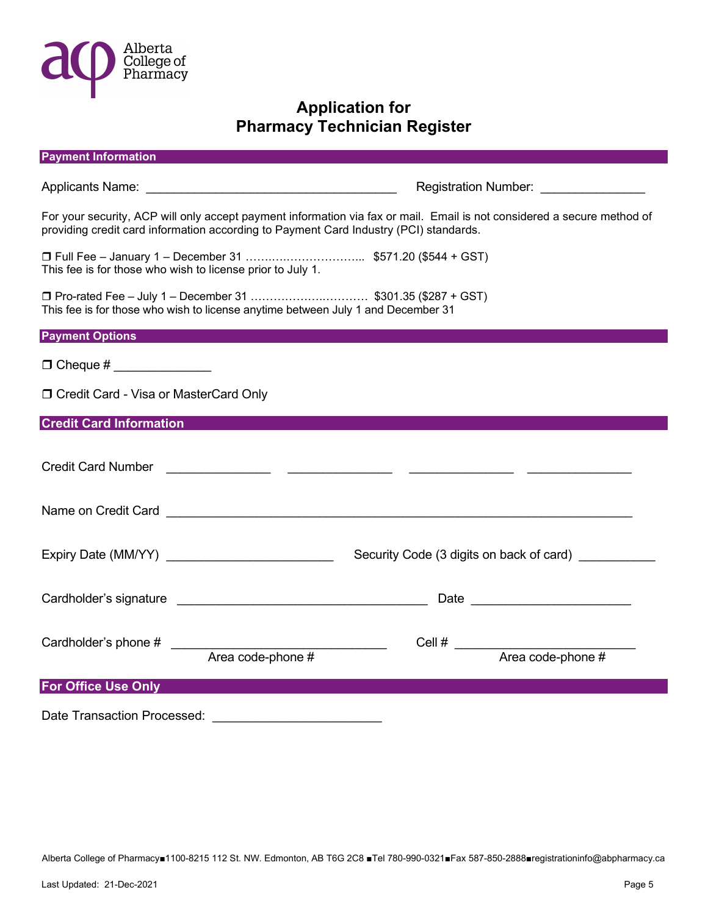Alberta College of Pharmacy

# Application for Pharmacy Technician Register

## Payment Information

Applicants Name: ______________________________ Registration Number: ______________

For your security, ACP will only accept payment information via fax or mail. Email is not considered a secure method of providing credit card information according to Payment Card Industry (PCI) standards.

❐ Full Fee – January 1 – December 31 ……….…………………... $571.20 ($544 + GST)
This fee is for those who wish to license prior to July 1.

❐ Pro-rated Fee – July 1 – December 31 …………….…..……… $301.35 ($287 + GST)
This fee is for those who wish to license anytime between July 1 and December 31

## Payment Options

❐ Cheque # ______________

❐ Credit Card - Visa or MasterCard Only

## Credit Card Information

Credit Card Number ______________ ______________ ______________ ______________

Name on Credit Card ______________________________________________________________

Expiry Date (MM/YY) ______________________ Security Code (3 digits on back of card) __________

Cardholder's signature ______________________________ Date ____________________

Cardholder's phone # ____________________________ Cell # ____________________________
Area code-phone # Area code-phone #

## For Office Use Only

Date Transaction Processed: ______________________

Alberta College of Pharmacy ■ 1100-8215 112 St. NW. Edmonton, AB T6G 2C8 ■ Tel 780-990-0321 ■ Fax 587-850-2888 ■ registrationinfo@abpharmacy.ca

Last Updated: 21-Dec-2021